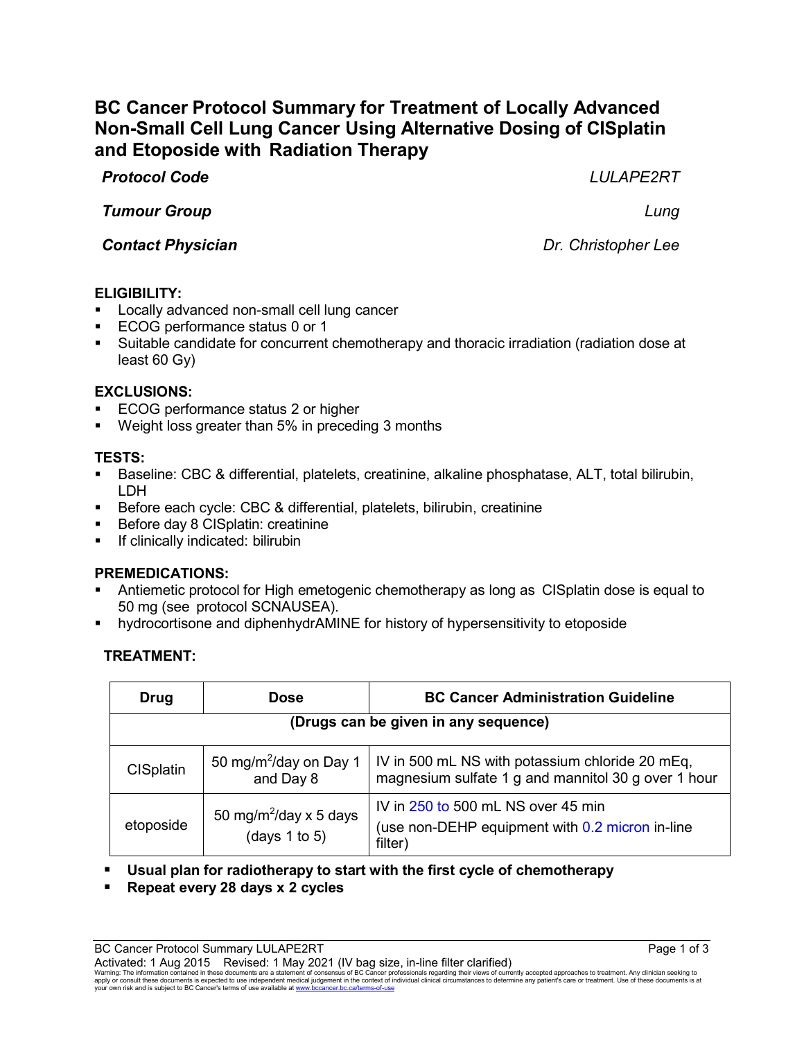# BC Cancer Protocol Summary for Treatment of Locally Advanced Non-Small Cell Lung Cancer Using Alternative Dosing of CISplatin and Etoposide with Radiation Therapy

**_Protocol Code_** LULAPE2RT

**_Tumour Group_** Lung

**_Contact Physician_** Dr. Christopher Lee

### ELIGIBILITY:

- Locally advanced non-small cell lung cancer
- ECOG performance status 0 or 1
- Suitable candidate for concurrent chemotherapy and thoracic irradiation (radiation dose at least 60 Gy)

### EXCLUSIONS:

- ECOG performance status 2 or higher
- Weight loss greater than 5% in preceding 3 months

### TESTS:

- Baseline: CBC & differential, platelets, creatinine, alkaline phosphatase, ALT, total bilirubin, LDH
- Before each cycle: CBC & differential, platelets, bilirubin, creatinine
- Before day 8 CISplatin: creatinine
- If clinically indicated: bilirubin

### PREMEDICATIONS:

- Antiemetic protocol for High emetogenic chemotherapy as long as CISplatin dose is equal to 50 mg (see protocol SCNAUSEA).
- hydrocortisone and diphenhydrAMINE for history of hypersensitivity to etoposide

### TREATMENT:

| Drug | Dose | BC Cancer Administration Guideline |
|---|---|---|
| (Drugs can be given in any sequence) | | |
| CISplatin | 50 mg/m$^2$/day on Day 1 and Day 8 | IV in 500 mL NS with potassium chloride 20 mEq, magnesium sulfate 1 g and mannitol 30 g over 1 hour |
| etoposide | 50 mg/m$^2$/day x 5 days (days 1 to 5) | IV in 250 to 500 mL NS over 45 min (use non-DEHP equipment with 0.2 micron in-line filter) |

- **Usual plan for radiotherapy to start with the first cycle of chemotherapy**
- **Repeat every 28 days x 2 cycles**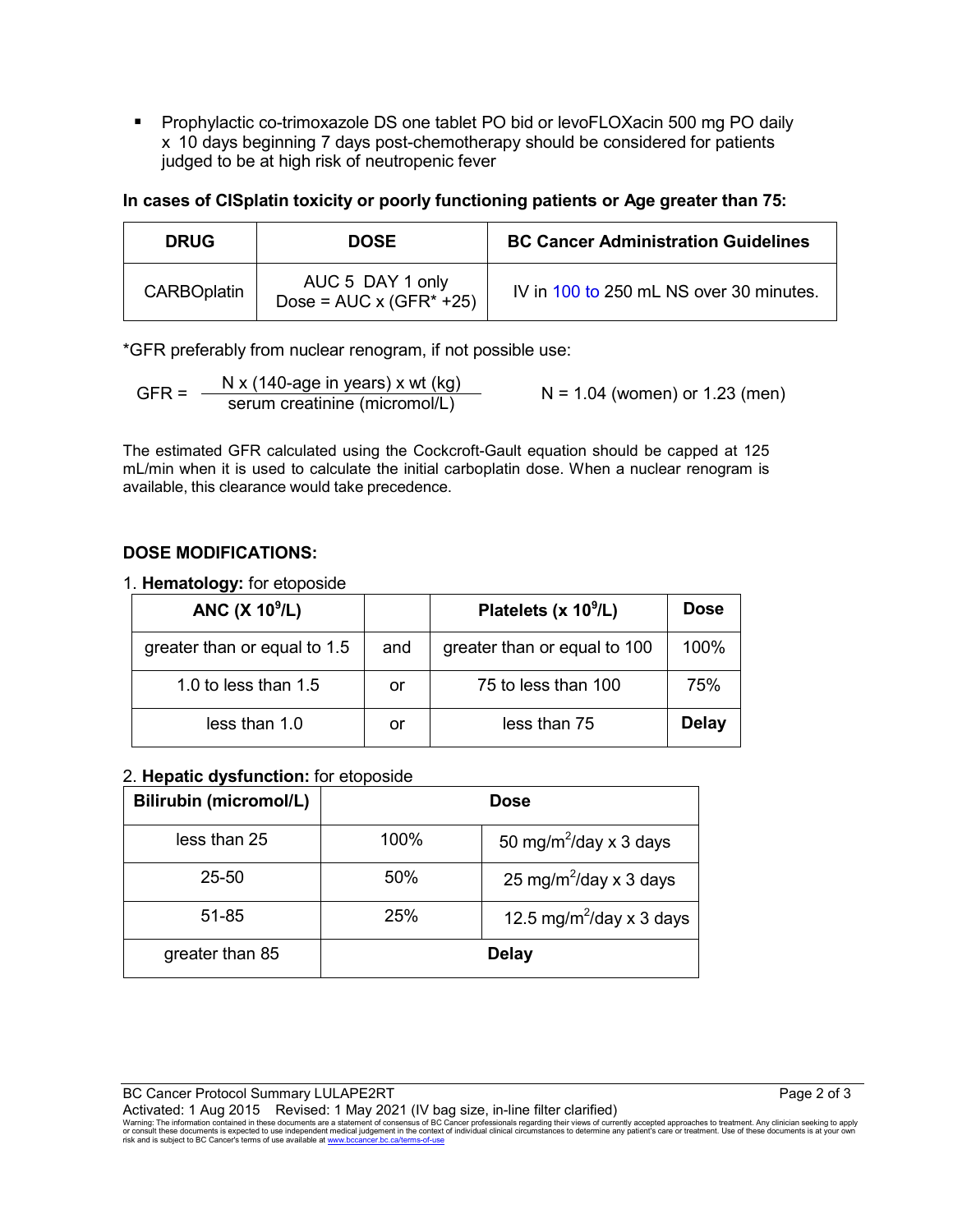- Prophylactic co-trimoxazole DS one tablet PO bid or levoFLOXacin 500 mg PO daily x 10 days beginning 7 days post-chemotherapy should be considered for patients judged to be at high risk of neutropenic fever

**In cases of CISplatin toxicity or poorly functioning patients or Age greater than 75:**

| DRUG | DOSE | BC Cancer Administration Guidelines |
|---|---|---|
| CARBOplatin | AUC 5 DAY 1 only<br>Dose = AUC x (GFR* +25) | IV in 100 to 250 mL NS over 30 minutes. |

*GFR preferably from nuclear renogram, if not possible use:

$$GFR = \frac{N \times (140\text{-age in years}) \times wt\ (kg)}{\text{serum creatinine (micromol/L)}} \qquad N = 1.04 \text{ (women) or } 1.23 \text{ (men)}$$

The estimated GFR calculated using the Cockcroft-Gault equation should be capped at 125 mL/min when it is used to calculate the initial carboplatin dose. When a nuclear renogram is available, this clearance would take precedence.

**DOSE MODIFICATIONS:**

1. **Hematology:** for etoposide

| ANC ($\times 10^9$/L) | | Platelets ($\times 10^9$/L) | Dose |
|---|---|---|---|
| greater than or equal to 1.5 | and | greater than or equal to 100 | 100% |
| 1.0 to less than 1.5 | or | 75 to less than 100 | 75% |
| less than 1.0 | or | less than 75 | **Delay** |

2. **Hepatic dysfunction:** for etoposide

| Bilirubin (micromol/L) | Dose | |
|---|---|---|
| less than 25 | 100% | 50 mg/m$^2$/day x 3 days |
| 25-50 | 50% | 25 mg/m$^2$/day x 3 days |
| 51-85 | 25% | 12.5 mg/m$^2$/day x 3 days |
| greater than 85 | **Delay** | |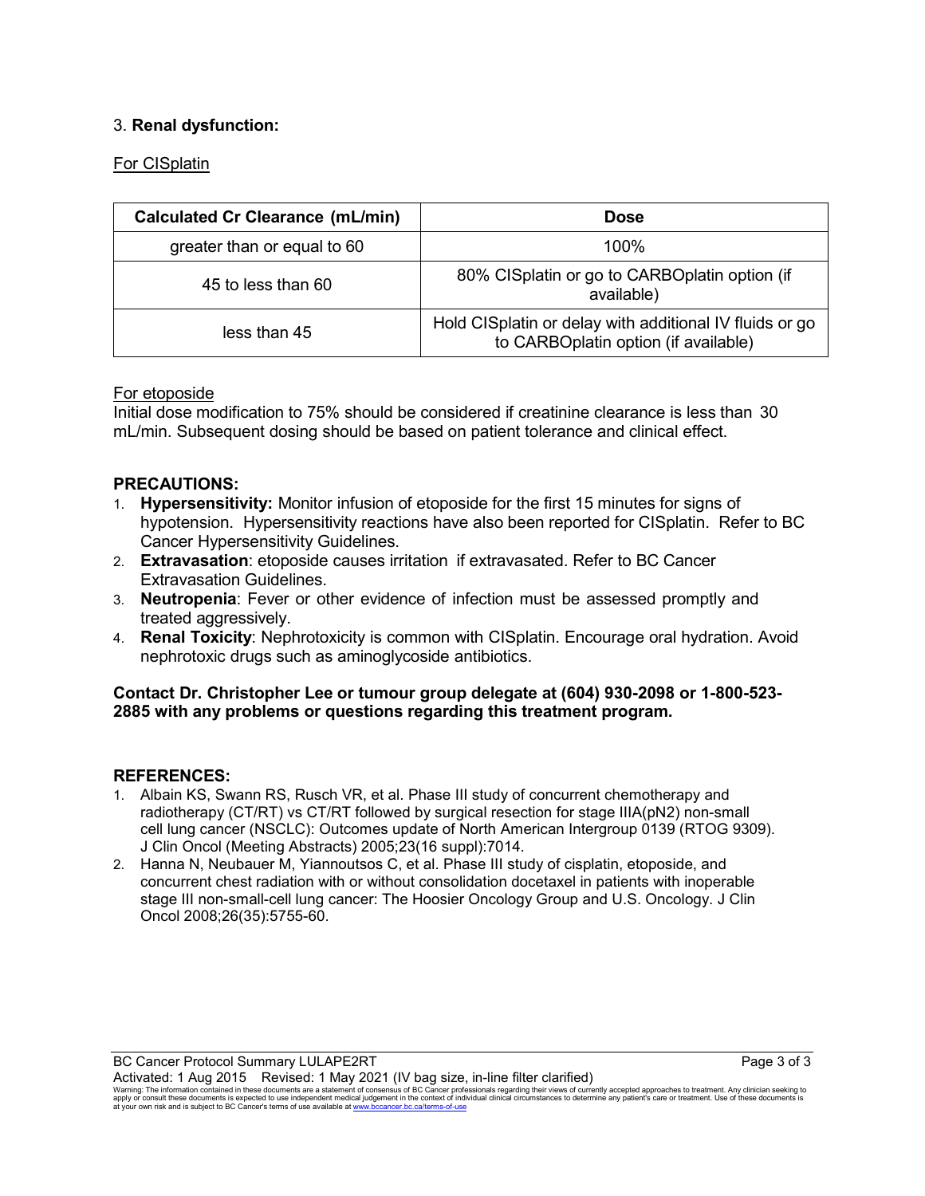3. **Renal dysfunction:**

For CISplatin

| Calculated Cr Clearance (mL/min) | Dose |
|---|---|
| greater than or equal to 60 | 100% |
| 45 to less than 60 | 80% CISplatin or go to CARBOplatin option (if available) |
| less than 45 | Hold CISplatin or delay with additional IV fluids or go to CARBOplatin option (if available) |

For etoposide

Initial dose modification to 75% should be considered if creatinine clearance is less than 30 mL/min. Subsequent dosing should be based on patient tolerance and clinical effect.

## PRECAUTIONS:

1. **Hypersensitivity:** Monitor infusion of etoposide for the first 15 minutes for signs of hypotension. Hypersensitivity reactions have also been reported for CISplatin. Refer to BC Cancer Hypersensitivity Guidelines.
2. **Extravasation**: etoposide causes irritation if extravasated. Refer to BC Cancer Extravasation Guidelines.
3. **Neutropenia**: Fever or other evidence of infection must be assessed promptly and treated aggressively.
4. **Renal Toxicity**: Nephrotoxicity is common with CISplatin. Encourage oral hydration. Avoid nephrotoxic drugs such as aminoglycoside antibiotics.

**Contact Dr. Christopher Lee or tumour group delegate at (604) 930-2098 or 1-800-523-2885 with any problems or questions regarding this treatment program.**

## REFERENCES:

1. Albain KS, Swann RS, Rusch VR, et al. Phase III study of concurrent chemotherapy and radiotherapy (CT/RT) vs CT/RT followed by surgical resection for stage IIIA(pN2) non-small cell lung cancer (NSCLC): Outcomes update of North American Intergroup 0139 (RTOG 9309). J Clin Oncol (Meeting Abstracts) 2005;23(16 suppl):7014.
2. Hanna N, Neubauer M, Yiannoutsos C, et al. Phase III study of cisplatin, etoposide, and concurrent chest radiation with or without consolidation docetaxel in patients with inoperable stage III non-small-cell lung cancer: The Hoosier Oncology Group and U.S. Oncology. J Clin Oncol 2008;26(35):5755-60.